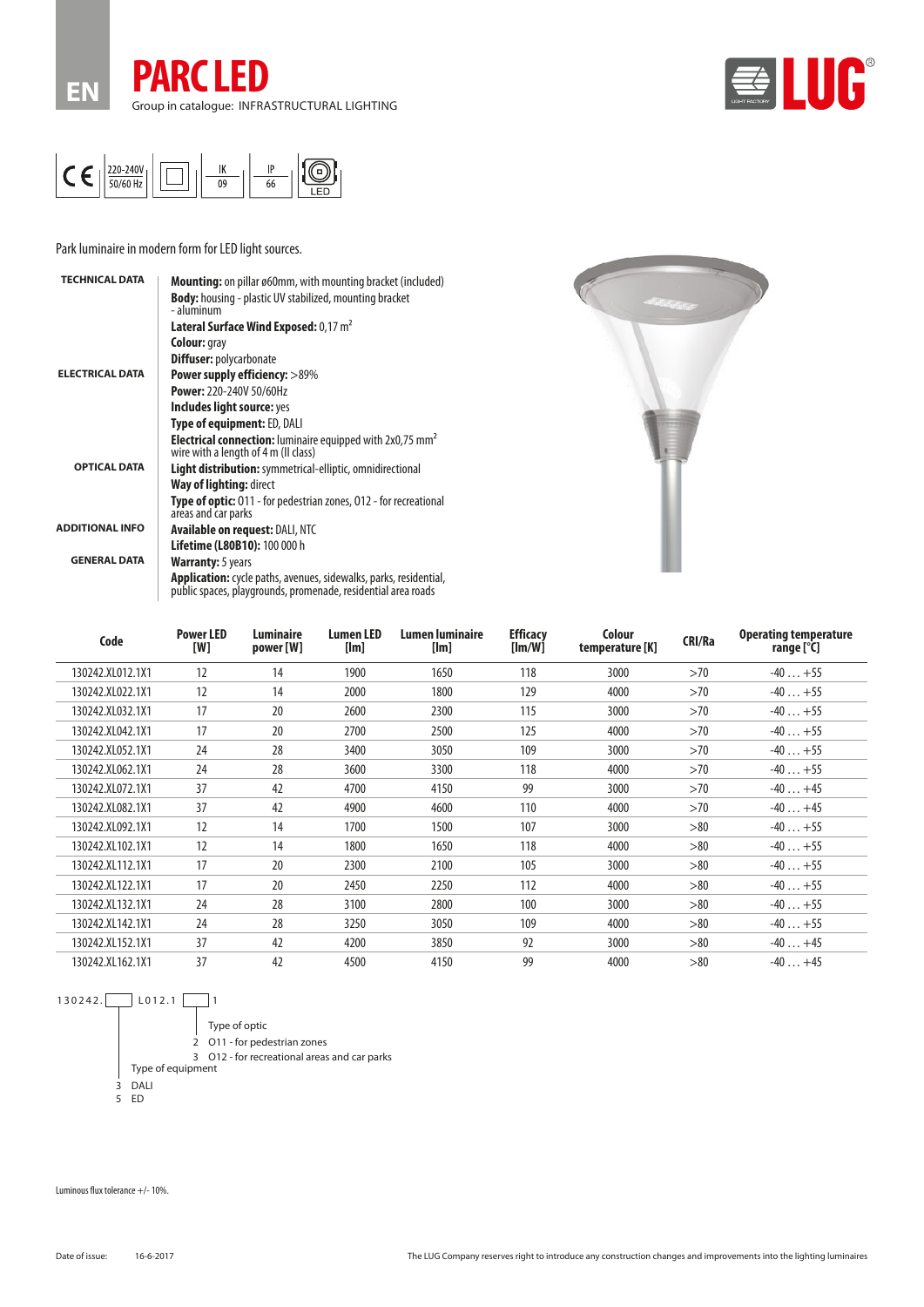EN

# PARC LED

Group in catalogue: INFRASTRUCTURAL LIGHTING

220-240V 50/60 Hz | IK 09 | IP 66 | LED

Park luminaire in modern form for LED light sources.

**TECHNICAL DATA**

**Mounting:** on pillar ø60mm, with mounting bracket (included)
**Body:** housing - plastic UV stabilized, mounting bracket - aluminum
**Lateral Surface Wind Exposed:** 0,17 $m^2$
**Colour:** gray
**Diffuser:** polycarbonate

**ELECTRICAL DATA**

**Power supply efficiency:** >89%
**Power:** 220-240V 50/60Hz
**Includes light source:** yes
**Type of equipment:** ED, DALI
**Electrical connection:** luminaire equipped with 2x0,75 $mm^2$ wire with a length of 4 m (II class)

**OPTICAL DATA**

**Light distribution:** symmetrical-elliptic, omnidirectional
**Way of lighting:** direct
**Type of optic:** 011 - for pedestrian zones, 012 - for recreational areas and car parks

**ADDITIONAL INFO**

**Available on request:** DALI, NTC
**Lifetime (L80B10):** 100 000 h

**GENERAL DATA**

**Warranty:** 5 years
**Application:** cycle paths, avenues, sidewalks, parks, residential, public spaces, playgrounds, promenade, residential area roads

| Code | Power LED [W] | Luminaire power [W] | Lumen LED [lm] | Lumen luminaire [lm] | Efficacy [lm/W] | Colour temperature [K] | CRI/Ra | Operating temperature range [°C] |
|---|---|---|---|---|---|---|---|---|
| 130242.XL012.1X1 | 12 | 14 | 1900 | 1650 | 118 | 3000 | >70 | -40 … +55 |
| 130242.XL022.1X1 | 12 | 14 | 2000 | 1800 | 129 | 4000 | >70 | -40 … +55 |
| 130242.XL032.1X1 | 17 | 20 | 2600 | 2300 | 115 | 3000 | >70 | -40 … +55 |
| 130242.XL042.1X1 | 17 | 20 | 2700 | 2500 | 125 | 4000 | >70 | -40 … +55 |
| 130242.XL052.1X1 | 24 | 28 | 3400 | 3050 | 109 | 3000 | >70 | -40 … +55 |
| 130242.XL062.1X1 | 24 | 28 | 3600 | 3300 | 118 | 4000 | >70 | -40 … +55 |
| 130242.XL072.1X1 | 37 | 42 | 4700 | 4150 | 99 | 3000 | >70 | -40 … +45 |
| 130242.XL082.1X1 | 37 | 42 | 4900 | 4600 | 110 | 4000 | >70 | -40 … +45 |
| 130242.XL092.1X1 | 12 | 14 | 1700 | 1500 | 107 | 3000 | >80 | -40 … +55 |
| 130242.XL102.1X1 | 12 | 14 | 1800 | 1650 | 118 | 4000 | >80 | -40 … +55 |
| 130242.XL112.1X1 | 17 | 20 | 2300 | 2100 | 105 | 3000 | >80 | -40 … +55 |
| 130242.XL122.1X1 | 17 | 20 | 2450 | 2250 | 112 | 4000 | >80 | -40 … +55 |
| 130242.XL132.1X1 | 24 | 28 | 3100 | 2800 | 100 | 3000 | >80 | -40 … +55 |
| 130242.XL142.1X1 | 24 | 28 | 3250 | 3050 | 109 | 4000 | >80 | -40 … +55 |
| 130242.XL152.1X1 | 37 | 42 | 4200 | 3850 | 92 | 3000 | >80 | -40 … +45 |
| 130242.XL162.1X1 | 37 | 42 | 4500 | 4150 | 99 | 4000 | >80 | -40 … +45 |

130242.[ ]L012.1[ ]1

Type of optic
- 2 O11 - for pedestrian zones
- 3 O12 - for recreational areas and car parks

Type of equipment
- 3 DALI
- 5 ED

Luminous flux tolerance +/- 10%.

Date of issue: 16-6-2017

The LUG Company reserves right to introduce any construction changes and improvements into the lighting luminaires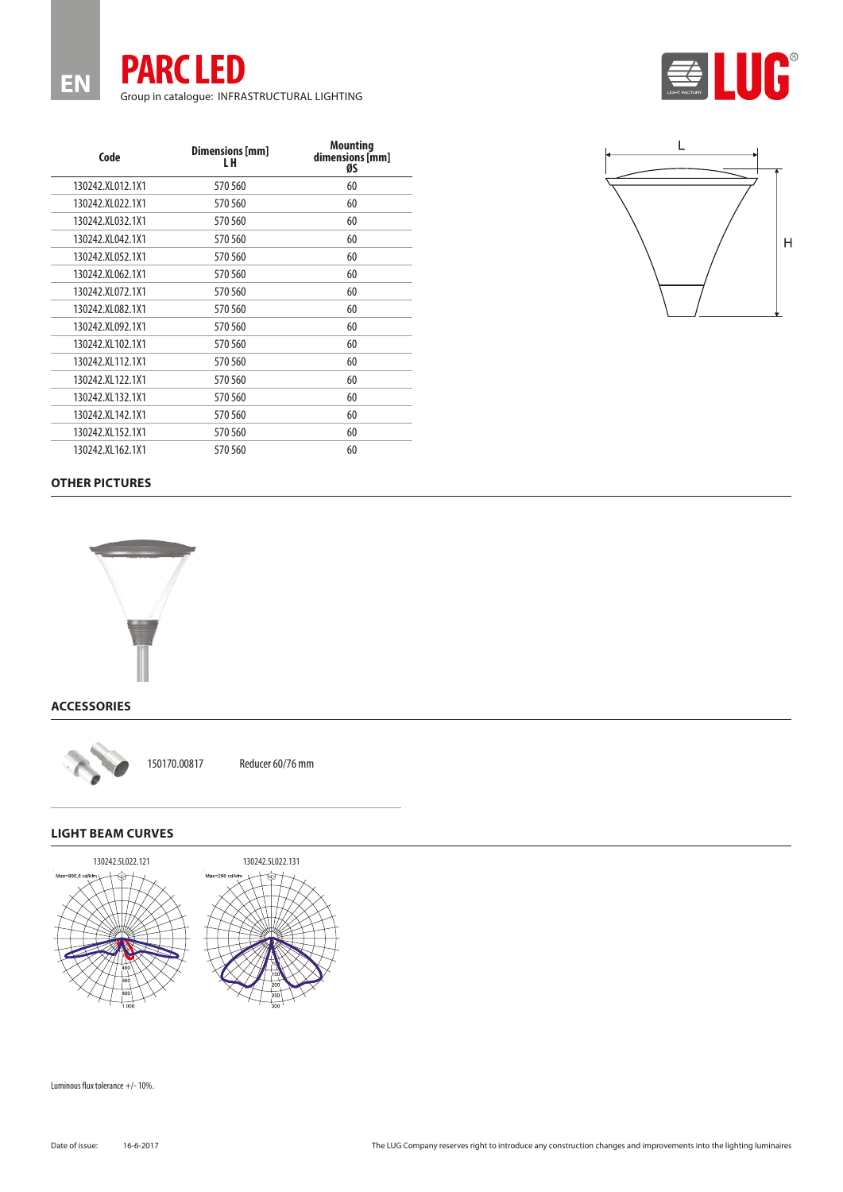EN

# PARC LED

Group in catalogue: INFRASTRUCTURAL LIGHTING

| Code | Dimensions [mm] L H | Mounting dimensions [mm] ØS |
|---|---|---|
| 130242.XL012.1X1 | 570 560 | 60 |
| 130242.XL022.1X1 | 570 560 | 60 |
| 130242.XL032.1X1 | 570 560 | 60 |
| 130242.XL042.1X1 | 570 560 | 60 |
| 130242.XL052.1X1 | 570 560 | 60 |
| 130242.XL062.1X1 | 570 560 | 60 |
| 130242.XL072.1X1 | 570 560 | 60 |
| 130242.XL082.1X1 | 570 560 | 60 |
| 130242.XL092.1X1 | 570 560 | 60 |
| 130242.XL102.1X1 | 570 560 | 60 |
| 130242.XL112.1X1 | 570 560 | 60 |
| 130242.XL122.1X1 | 570 560 | 60 |
| 130242.XL132.1X1 | 570 560 | 60 |
| 130242.XL142.1X1 | 570 560 | 60 |
| 130242.XL152.1X1 | 570 560 | 60 |
| 130242.XL162.1X1 | 570 560 | 60 |

L

H

## OTHER PICTURES

## ACCESSORIES

| | |
|---|---|
| 150170.00817 | Reducer 60/76 mm |

## LIGHT BEAM CURVES

130242.5L022.121

Max=995,8 cd/klm

400
600
800
1 000

130242.5L022.131

Max=296 cd/klm

150
200
250
300

Luminous flux tolerance +/- 10%.

Date of issue: 16-6-2017

The LUG Company reserves right to introduce any construction changes and improvements into the lighting luminaires